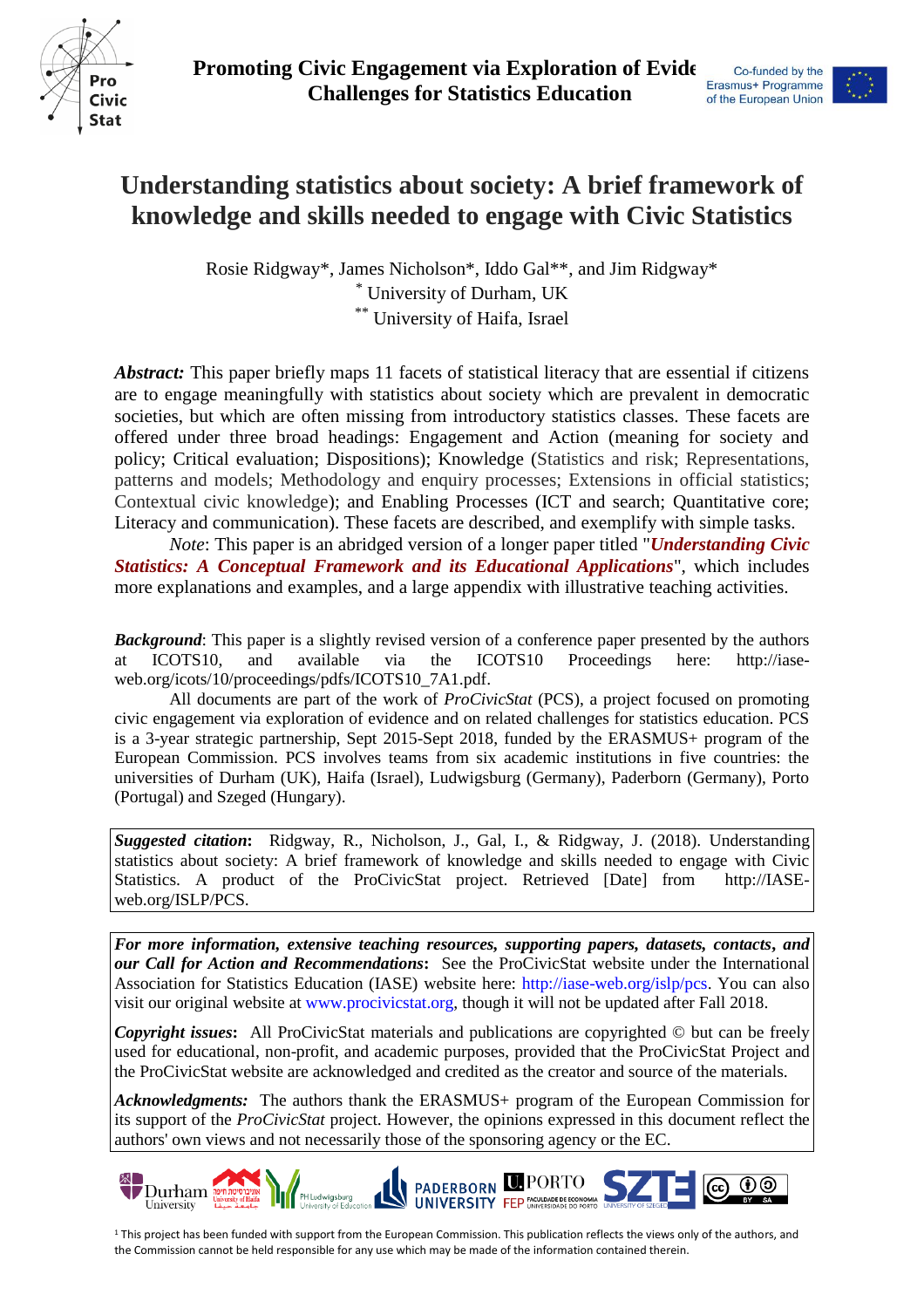# Understanding statistics about society: A brief framework of knowledge and skills needed to engage with Civic Statistics

Rosie Ridgway*, James Nicholson*, Iddo Gal**, and Jim Ridgway*
* University of Durham, UK
** University of Haifa, Israel

***Abstract:*** This paper briefly maps 11 facets of statistical literacy that are essential if citizens are to engage meaningfully with statistics about society which are prevalent in democratic societies, but which are often missing from introductory statistics classes. These facets are offered under three broad headings: Engagement and Action (meaning for society and policy; Critical evaluation; Dispositions); Knowledge (Statistics and risk; Representations, patterns and models; Methodology and enquiry processes; Extensions in official statistics; Contextual civic knowledge); and Enabling Processes (ICT and search; Quantitative core; Literacy and communication). These facets are described, and exemplify with simple tasks.

*Note*: This paper is an abridged version of a longer paper titled "***Understanding Civic Statistics: A Conceptual Framework and its Educational Applications***", which includes more explanations and examples, and a large appendix with illustrative teaching activities.

***Background***: This paper is a slightly revised version of a conference paper presented by the authors at ICOTS10, and available via the ICOTS10 Proceedings here: http://iase-web.org/icots/10/proceedings/pdfs/ICOTS10_7A1.pdf.

All documents are part of the work of *ProCivicStat* (PCS), a project focused on promoting civic engagement via exploration of evidence and on related challenges for statistics education. PCS is a 3-year strategic partnership, Sept 2015-Sept 2018, funded by the ERASMUS+ program of the European Commission. PCS involves teams from six academic institutions in five countries: the universities of Durham (UK), Haifa (Israel), Ludwigsburg (Germany), Paderborn (Germany), Porto (Portugal) and Szeged (Hungary).

***Suggested citation*:** Ridgway, R., Nicholson, J., Gal, I., & Ridgway, J. (2018). Understanding statistics about society: A brief framework of knowledge and skills needed to engage with Civic Statistics. A product of the ProCivicStat project. Retrieved [Date] from http://IASE-web.org/ISLP/PCS.

***For more information, extensive teaching resources, supporting papers, datasets, contacts, and our Call for Action and Recommendations*:** See the ProCivicStat website under the International Association for Statistics Education (IASE) website here: http://iase-web.org/islp/pcs. You can also visit our original website at www.procivicstat.org, though it will not be updated after Fall 2018.

***Copyright issues*:** All ProCivicStat materials and publications are copyrighted © but can be freely used for educational, non-profit, and academic purposes, provided that the ProCivicStat Project and the ProCivicStat website are acknowledged and credited as the creator and source of the materials.

***Acknowledgments:*** The authors thank the ERASMUS+ program of the European Commission for its support of the *ProCivicStat* project. However, the opinions expressed in this document reflect the authors' own views and not necessarily those of the sponsoring agency or the EC.

[1] This project has been funded with support from the European Commission. This publication reflects the views only of the authors, and the Commission cannot be held responsible for any use which may be made of the information contained therein.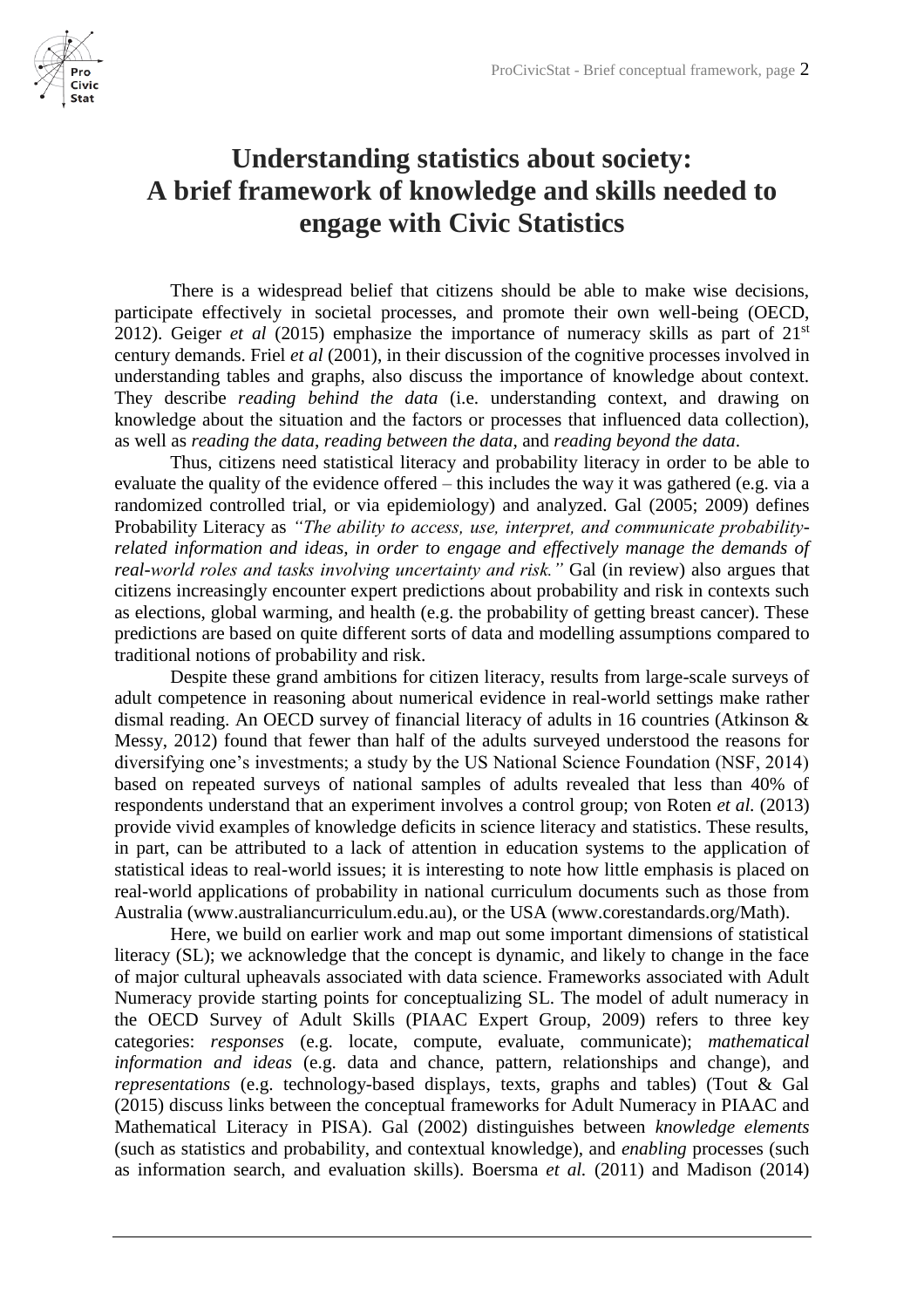# Understanding statistics about society: A brief framework of knowledge and skills needed to engage with Civic Statistics

There is a widespread belief that citizens should be able to make wise decisions, participate effectively in societal processes, and promote their own well-being (OECD, 2012). Geiger *et al* (2015) emphasize the importance of numeracy skills as part of 21st century demands. Friel *et al* (2001), in their discussion of the cognitive processes involved in understanding tables and graphs, also discuss the importance of knowledge about context. They describe *reading behind the data* (i.e. understanding context, and drawing on knowledge about the situation and the factors or processes that influenced data collection), as well as *reading the data*, *reading between the data*, and *reading beyond the data*.

Thus, citizens need statistical literacy and probability literacy in order to be able to evaluate the quality of the evidence offered – this includes the way it was gathered (e.g. via a randomized controlled trial, or via epidemiology) and analyzed. Gal (2005; 2009) defines Probability Literacy as *"The ability to access, use, interpret, and communicate probability-related information and ideas, in order to engage and effectively manage the demands of real-world roles and tasks involving uncertainty and risk."* Gal (in review) also argues that citizens increasingly encounter expert predictions about probability and risk in contexts such as elections, global warming, and health (e.g. the probability of getting breast cancer). These predictions are based on quite different sorts of data and modelling assumptions compared to traditional notions of probability and risk.

Despite these grand ambitions for citizen literacy, results from large-scale surveys of adult competence in reasoning about numerical evidence in real-world settings make rather dismal reading. An OECD survey of financial literacy of adults in 16 countries (Atkinson & Messy, 2012) found that fewer than half of the adults surveyed understood the reasons for diversifying one's investments; a study by the US National Science Foundation (NSF, 2014) based on repeated surveys of national samples of adults revealed that less than 40% of respondents understand that an experiment involves a control group; von Roten *et al.* (2013) provide vivid examples of knowledge deficits in science literacy and statistics. These results, in part, can be attributed to a lack of attention in education systems to the application of statistical ideas to real-world issues; it is interesting to note how little emphasis is placed on real-world applications of probability in national curriculum documents such as those from Australia (www.australiancurriculum.edu.au), or the USA (www.corestandards.org/Math).

Here, we build on earlier work and map out some important dimensions of statistical literacy (SL); we acknowledge that the concept is dynamic, and likely to change in the face of major cultural upheavals associated with data science. Frameworks associated with Adult Numeracy provide starting points for conceptualizing SL. The model of adult numeracy in the OECD Survey of Adult Skills (PIAAC Expert Group, 2009) refers to three key categories: *responses* (e.g. locate, compute, evaluate, communicate); *mathematical information and ideas* (e.g. data and chance, pattern, relationships and change), and *representations* (e.g. technology-based displays, texts, graphs and tables) (Tout & Gal (2015) discuss links between the conceptual frameworks for Adult Numeracy in PIAAC and Mathematical Literacy in PISA). Gal (2002) distinguishes between *knowledge elements* (such as statistics and probability, and contextual knowledge), and *enabling* processes (such as information search, and evaluation skills). Boersma *et al.* (2011) and Madison (2014)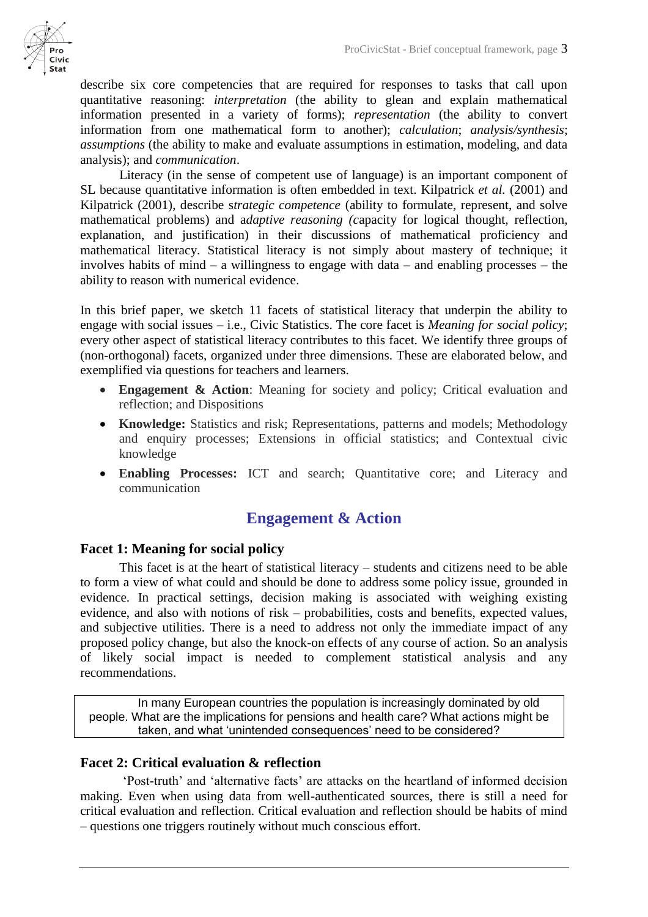describe six core competencies that are required for responses to tasks that call upon quantitative reasoning: *interpretation* (the ability to glean and explain mathematical information presented in a variety of forms); *representation* (the ability to convert information from one mathematical form to another); *calculation*; *analysis/synthesis*; *assumptions* (the ability to make and evaluate assumptions in estimation, modeling, and data analysis); and *communication*.

Literacy (in the sense of competent use of language) is an important component of SL because quantitative information is often embedded in text. Kilpatrick *et al.* (2001) and Kilpatrick (2001), describe s*trategic competence* (ability to formulate, represent, and solve mathematical problems) and a*daptive reasoning (c*apacity for logical thought, reflection, explanation, and justification) in their discussions of mathematical proficiency and mathematical literacy. Statistical literacy is not simply about mastery of technique; it involves habits of mind – a willingness to engage with data – and enabling processes – the ability to reason with numerical evidence.

In this brief paper, we sketch 11 facets of statistical literacy that underpin the ability to engage with social issues – i.e., Civic Statistics. The core facet is *Meaning for social policy*; every other aspect of statistical literacy contributes to this facet. We identify three groups of (non-orthogonal) facets, organized under three dimensions. These are elaborated below, and exemplified via questions for teachers and learners.

- **Engagement & Action**: Meaning for society and policy; Critical evaluation and reflection; and Dispositions
- **Knowledge:** Statistics and risk; Representations, patterns and models; Methodology and enquiry processes; Extensions in official statistics; and Contextual civic knowledge
- **Enabling Processes:** ICT and search; Quantitative core; and Literacy and communication

## Engagement & Action

### Facet 1: Meaning for social policy

This facet is at the heart of statistical literacy – students and citizens need to be able to form a view of what could and should be done to address some policy issue, grounded in evidence. In practical settings, decision making is associated with weighing existing evidence, and also with notions of risk – probabilities, costs and benefits, expected values, and subjective utilities. There is a need to address not only the immediate impact of any proposed policy change, but also the knock-on effects of any course of action. So an analysis of likely social impact is needed to complement statistical analysis and any recommendations.

> In many European countries the population is increasingly dominated by old people. What are the implications for pensions and health care? What actions might be taken, and what 'unintended consequences' need to be considered?

### Facet 2: Critical evaluation & reflection

'Post-truth' and 'alternative facts' are attacks on the heartland of informed decision making. Even when using data from well-authenticated sources, there is still a need for critical evaluation and reflection. Critical evaluation and reflection should be habits of mind – questions one triggers routinely without much conscious effort.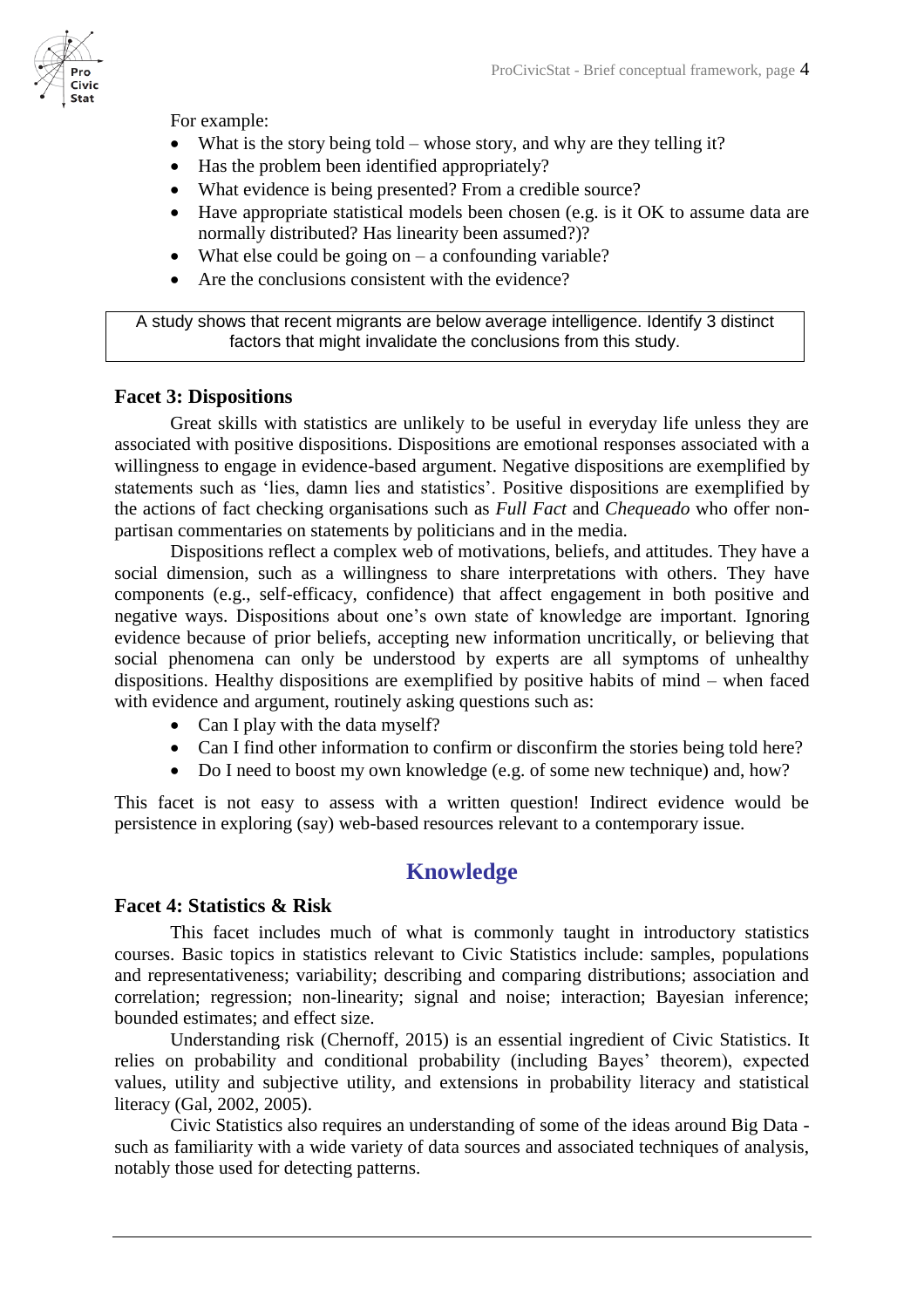For example:

- What is the story being told – whose story, and why are they telling it?
- Has the problem been identified appropriately?
- What evidence is being presented? From a credible source?
- Have appropriate statistical models been chosen (e.g. is it OK to assume data are normally distributed? Has linearity been assumed?)?
- What else could be going on – a confounding variable?
- Are the conclusions consistent with the evidence?

> A study shows that recent migrants are below average intelligence. Identify 3 distinct factors that might invalidate the conclusions from this study.

### Facet 3: Dispositions

Great skills with statistics are unlikely to be useful in everyday life unless they are associated with positive dispositions. Dispositions are emotional responses associated with a willingness to engage in evidence-based argument. Negative dispositions are exemplified by statements such as 'lies, damn lies and statistics'. Positive dispositions are exemplified by the actions of fact checking organisations such as *Full Fact* and *Chequeado* who offer non-partisan commentaries on statements by politicians and in the media.

Dispositions reflect a complex web of motivations, beliefs, and attitudes. They have a social dimension, such as a willingness to share interpretations with others. They have components (e.g., self-efficacy, confidence) that affect engagement in both positive and negative ways. Dispositions about one's own state of knowledge are important. Ignoring evidence because of prior beliefs, accepting new information uncritically, or believing that social phenomena can only be understood by experts are all symptoms of unhealthy dispositions. Healthy dispositions are exemplified by positive habits of mind – when faced with evidence and argument, routinely asking questions such as:

- Can I play with the data myself?
- Can I find other information to confirm or disconfirm the stories being told here?
- Do I need to boost my own knowledge (e.g. of some new technique) and, how?

This facet is not easy to assess with a written question! Indirect evidence would be persistence in exploring (say) web-based resources relevant to a contemporary issue.

## Knowledge

### Facet 4: Statistics & Risk

This facet includes much of what is commonly taught in introductory statistics courses. Basic topics in statistics relevant to Civic Statistics include: samples, populations and representativeness; variability; describing and comparing distributions; association and correlation; regression; non-linearity; signal and noise; interaction; Bayesian inference; bounded estimates; and effect size.

Understanding risk (Chernoff, 2015) is an essential ingredient of Civic Statistics. It relies on probability and conditional probability (including Bayes' theorem), expected values, utility and subjective utility, and extensions in probability literacy and statistical literacy (Gal, 2002, 2005).

Civic Statistics also requires an understanding of some of the ideas around Big Data - such as familiarity with a wide variety of data sources and associated techniques of analysis, notably those used for detecting patterns.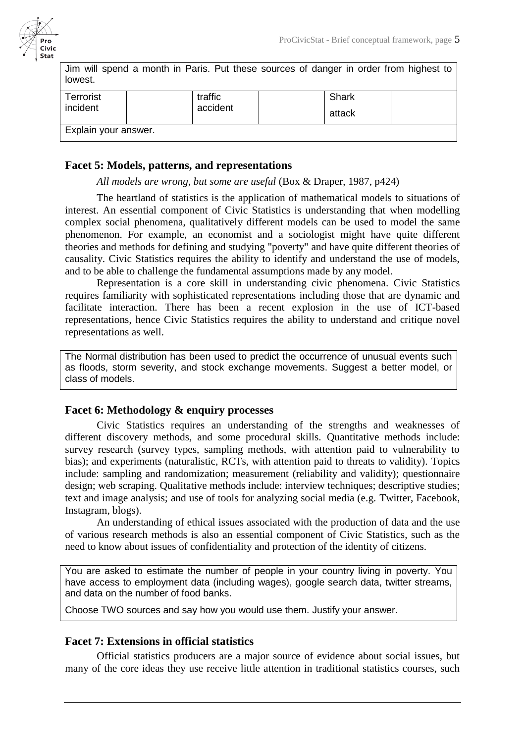| Jim will spend a month in Paris. Put these sources of danger in order from highest to lowest. | | | | | |
|---|---|---|---|---|---|
| Terrorist incident | | traffic accident | | Shark attack | |
| Explain your answer. | | | | | |

### Facet 5: Models, patterns, and representations

*All models are wrong, but some are useful* (Box & Draper, 1987, p424)

The heartland of statistics is the application of mathematical models to situations of interest. An essential component of Civic Statistics is understanding that when modelling complex social phenomena, qualitatively different models can be used to model the same phenomenon. For example, an economist and a sociologist might have quite different theories and methods for defining and studying "poverty" and have quite different theories of causality. Civic Statistics requires the ability to identify and understand the use of models, and to be able to challenge the fundamental assumptions made by any model.

Representation is a core skill in understanding civic phenomena. Civic Statistics requires familiarity with sophisticated representations including those that are dynamic and facilitate interaction. There has been a recent explosion in the use of ICT-based representations, hence Civic Statistics requires the ability to understand and critique novel representations as well.

> The Normal distribution has been used to predict the occurrence of unusual events such as floods, storm severity, and stock exchange movements. Suggest a better model, or class of models.

### Facet 6: Methodology & enquiry processes

Civic Statistics requires an understanding of the strengths and weaknesses of different discovery methods, and some procedural skills. Quantitative methods include: survey research (survey types, sampling methods, with attention paid to vulnerability to bias); and experiments (naturalistic, RCTs, with attention paid to threats to validity). Topics include: sampling and randomization; measurement (reliability and validity); questionnaire design; web scraping. Qualitative methods include: interview techniques; descriptive studies; text and image analysis; and use of tools for analyzing social media (e.g. Twitter, Facebook, Instagram, blogs).

An understanding of ethical issues associated with the production of data and the use of various research methods is also an essential component of Civic Statistics, such as the need to know about issues of confidentiality and protection of the identity of citizens.

> You are asked to estimate the number of people in your country living in poverty. You have access to employment data (including wages), google search data, twitter streams, and data on the number of food banks.
>
> Choose TWO sources and say how you would use them. Justify your answer.

### Facet 7: Extensions in official statistics

Official statistics producers are a major source of evidence about social issues, but many of the core ideas they use receive little attention in traditional statistics courses, such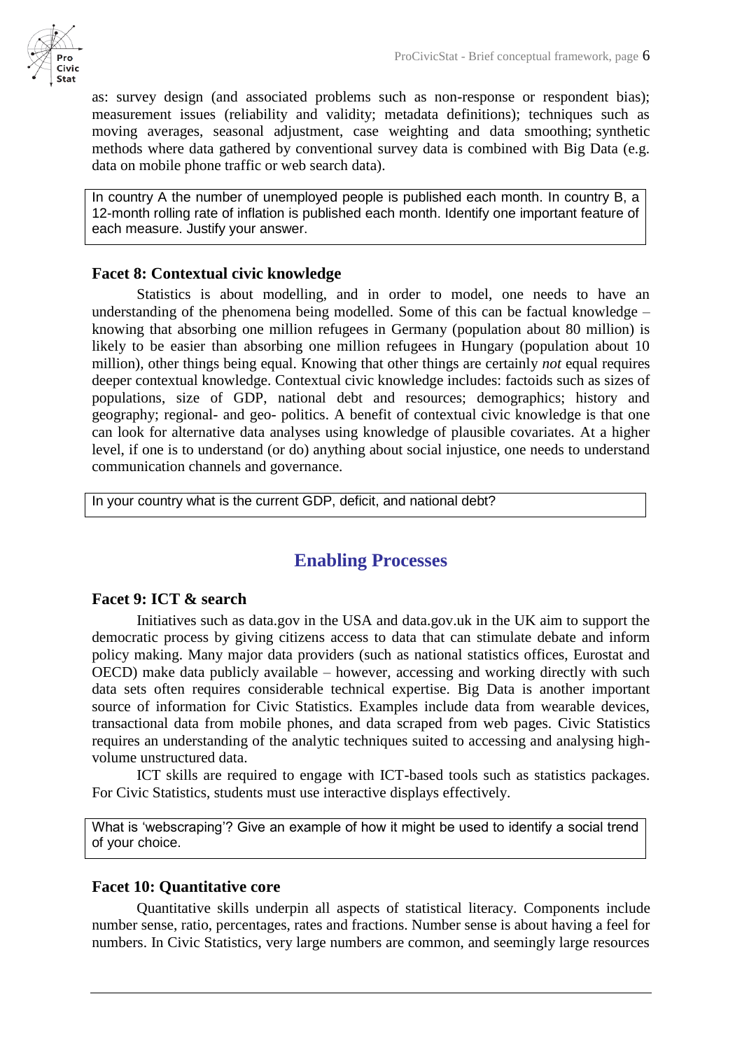as: survey design (and associated problems such as non-response or respondent bias); measurement issues (reliability and validity; metadata definitions); techniques such as moving averages, seasonal adjustment, case weighting and data smoothing; synthetic methods where data gathered by conventional survey data is combined with Big Data (e.g. data on mobile phone traffic or web search data).

> In country A the number of unemployed people is published each month. In country B, a 12-month rolling rate of inflation is published each month. Identify one important feature of each measure. Justify your answer.

### Facet 8: Contextual civic knowledge

Statistics is about modelling, and in order to model, one needs to have an understanding of the phenomena being modelled. Some of this can be factual knowledge – knowing that absorbing one million refugees in Germany (population about 80 million) is likely to be easier than absorbing one million refugees in Hungary (population about 10 million), other things being equal. Knowing that other things are certainly *not* equal requires deeper contextual knowledge. Contextual civic knowledge includes: factoids such as sizes of populations, size of GDP, national debt and resources; demographics; history and geography; regional- and geo- politics. A benefit of contextual civic knowledge is that one can look for alternative data analyses using knowledge of plausible covariates. At a higher level, if one is to understand (or do) anything about social injustice, one needs to understand communication channels and governance.

> In your country what is the current GDP, deficit, and national debt?

## Enabling Processes

### Facet 9: ICT & search

Initiatives such as data.gov in the USA and data.gov.uk in the UK aim to support the democratic process by giving citizens access to data that can stimulate debate and inform policy making. Many major data providers (such as national statistics offices, Eurostat and OECD) make data publicly available – however, accessing and working directly with such data sets often requires considerable technical expertise. Big Data is another important source of information for Civic Statistics. Examples include data from wearable devices, transactional data from mobile phones, and data scraped from web pages. Civic Statistics requires an understanding of the analytic techniques suited to accessing and analysing high-volume unstructured data.

ICT skills are required to engage with ICT-based tools such as statistics packages. For Civic Statistics, students must use interactive displays effectively.

> What is 'webscraping'? Give an example of how it might be used to identify a social trend of your choice.

### Facet 10: Quantitative core

Quantitative skills underpin all aspects of statistical literacy. Components include number sense, ratio, percentages, rates and fractions. Number sense is about having a feel for numbers. In Civic Statistics, very large numbers are common, and seemingly large resources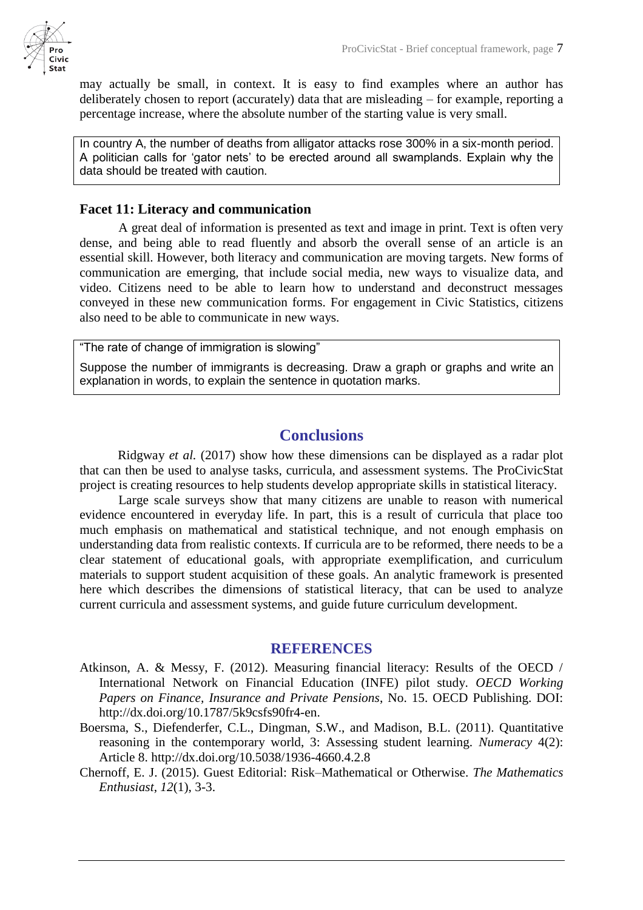may actually be small, in context. It is easy to find examples where an author has deliberately chosen to report (accurately) data that are misleading – for example, reporting a percentage increase, where the absolute number of the starting value is very small.

> In country A, the number of deaths from alligator attacks rose 300% in a six-month period. A politician calls for 'gator nets' to be erected around all swamplands. Explain why the data should be treated with caution.

### Facet 11: Literacy and communication

A great deal of information is presented as text and image in print. Text is often very dense, and being able to read fluently and absorb the overall sense of an article is an essential skill. However, both literacy and communication are moving targets. New forms of communication are emerging, that include social media, new ways to visualize data, and video. Citizens need to be able to learn how to understand and deconstruct messages conveyed in these new communication forms. For engagement in Civic Statistics, citizens also need to be able to communicate in new ways.

> "The rate of change of immigration is slowing"
>
> Suppose the number of immigrants is decreasing. Draw a graph or graphs and write an explanation in words, to explain the sentence in quotation marks.

## Conclusions

Ridgway *et al.* (2017) show how these dimensions can be displayed as a radar plot that can then be used to analyse tasks, curricula, and assessment systems. The ProCivicStat project is creating resources to help students develop appropriate skills in statistical literacy.

Large scale surveys show that many citizens are unable to reason with numerical evidence encountered in everyday life. In part, this is a result of curricula that place too much emphasis on mathematical and statistical technique, and not enough emphasis on understanding data from realistic contexts. If curricula are to be reformed, there needs to be a clear statement of educational goals, with appropriate exemplification, and curriculum materials to support student acquisition of these goals. An analytic framework is presented here which describes the dimensions of statistical literacy, that can be used to analyze current curricula and assessment systems, and guide future curriculum development.

## REFERENCES

Atkinson, A. & Messy, F. (2012). Measuring financial literacy: Results of the OECD / International Network on Financial Education (INFE) pilot study. *OECD Working Papers on Finance, Insurance and Private Pensions*, No. 15. OECD Publishing. DOI: http://dx.doi.org/10.1787/5k9csfs90fr4-en.

Boersma, S., Diefenderfer, C.L., Dingman, S.W., and Madison, B.L. (2011). Quantitative reasoning in the contemporary world, 3: Assessing student learning. *Numeracy* 4(2): Article 8. http://dx.doi.org/10.5038/1936-4660.4.2.8

Chernoff, E. J. (2015). Guest Editorial: Risk–Mathematical or Otherwise. *The Mathematics Enthusiast*, *12*(1), 3-3.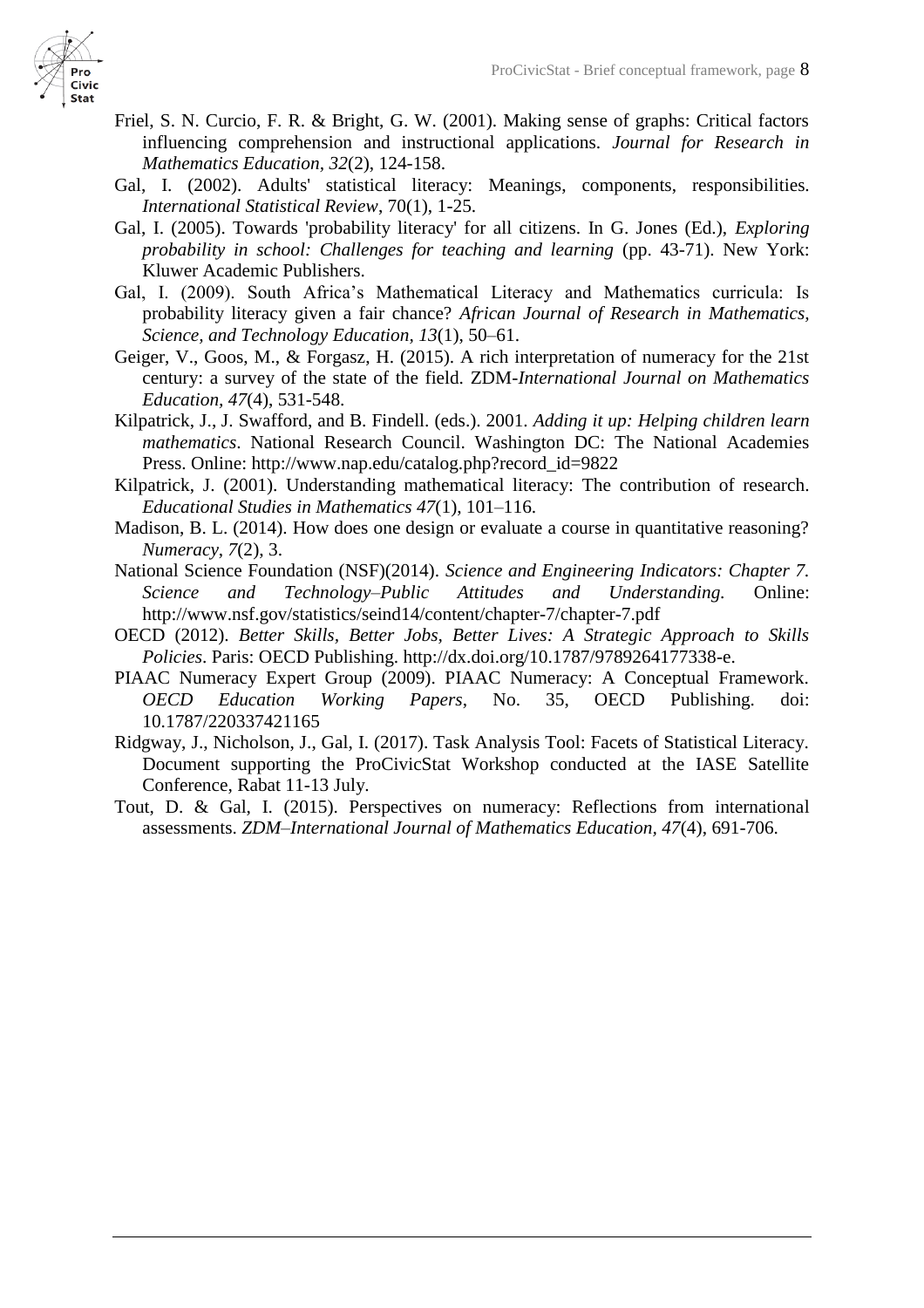Friel, S. N. Curcio, F. R. & Bright, G. W. (2001). Making sense of graphs: Critical factors influencing comprehension and instructional applications. *Journal for Research in Mathematics Education*, *32*(2), 124-158.

Gal, I. (2002). Adults' statistical literacy: Meanings, components, responsibilities. *International Statistical Review*, 70(1), 1-25.

Gal, I. (2005). Towards 'probability literacy' for all citizens. In G. Jones (Ed.), *Exploring probability in school: Challenges for teaching and learning* (pp. 43-71). New York: Kluwer Academic Publishers.

Gal, I. (2009). South Africa's Mathematical Literacy and Mathematics curricula: Is probability literacy given a fair chance? *African Journal of Research in Mathematics, Science, and Technology Education*, *13*(1), 50–61.

Geiger, V., Goos, M., & Forgasz, H. (2015). A rich interpretation of numeracy for the 21st century: a survey of the state of the field. ZDM-*International Journal on Mathematics Education*, *47*(4), 531-548.

Kilpatrick, J., J. Swafford, and B. Findell. (eds.). 2001. *Adding it up: Helping children learn mathematics*. National Research Council. Washington DC: The National Academies Press. Online: http://www.nap.edu/catalog.php?record_id=9822

Kilpatrick, J. (2001). Understanding mathematical literacy: The contribution of research. *Educational Studies in Mathematics 47*(1), 101–116.

Madison, B. L. (2014). How does one design or evaluate a course in quantitative reasoning? *Numeracy*, *7*(2), 3.

National Science Foundation (NSF)(2014). *Science and Engineering Indicators: Chapter 7. Science and Technology–Public Attitudes and Understanding.* Online: http://www.nsf.gov/statistics/seind14/content/chapter-7/chapter-7.pdf

OECD (2012). *Better Skills, Better Jobs, Better Lives: A Strategic Approach to Skills Policies*. Paris: OECD Publishing. http://dx.doi.org/10.1787/9789264177338-e.

PIAAC Numeracy Expert Group (2009). PIAAC Numeracy: A Conceptual Framework. *OECD Education Working Papers*, No. 35, OECD Publishing. doi: 10.1787/220337421165

Ridgway, J., Nicholson, J., Gal, I. (2017). Task Analysis Tool: Facets of Statistical Literacy. Document supporting the ProCivicStat Workshop conducted at the IASE Satellite Conference, Rabat 11-13 July.

Tout, D. & Gal, I. (2015). Perspectives on numeracy: Reflections from international assessments. *ZDM–International Journal of Mathematics Education, 47*(4), 691-706.